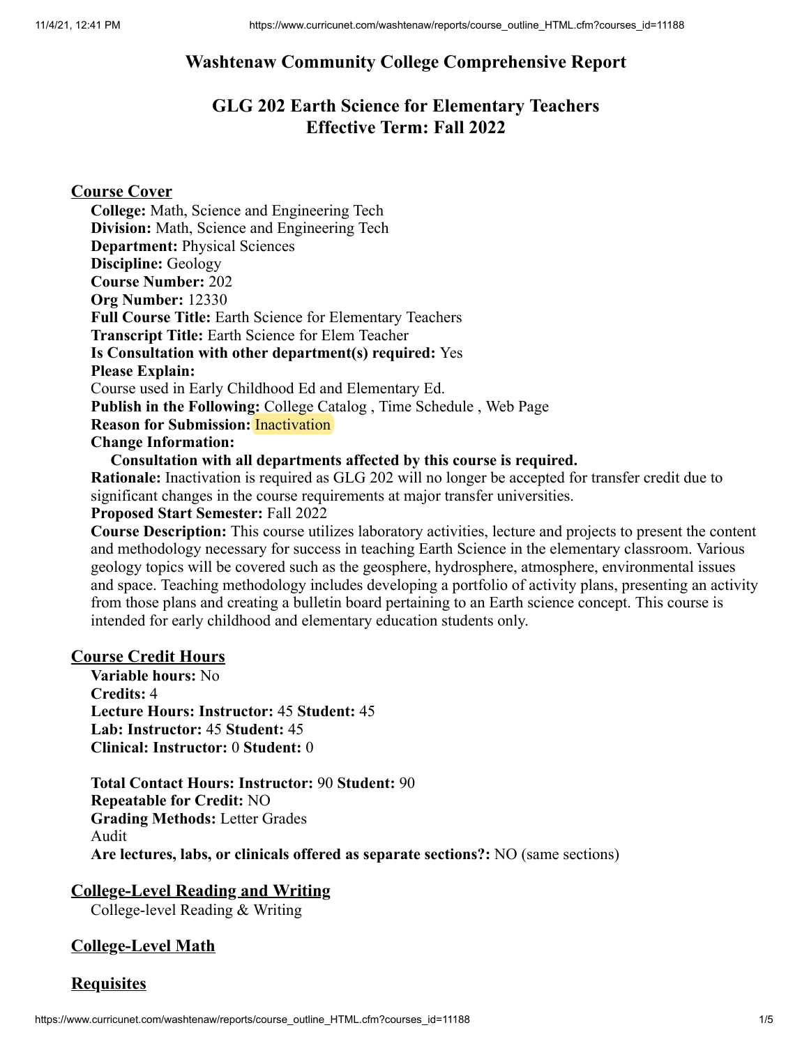# Washtenaw Community College Comprehensive Report

## GLG 202 Earth Science for Elementary Teachers
## Effective Term: Fall 2022

### Course Cover

**College:** Math, Science and Engineering Tech
**Division:** Math, Science and Engineering Tech
**Department:** Physical Sciences
**Discipline:** Geology
**Course Number:** 202
**Org Number:** 12330
**Full Course Title:** Earth Science for Elementary Teachers
**Transcript Title:** Earth Science for Elem Teacher
**Is Consultation with other department(s) required:** Yes
**Please Explain:**
Course used in Early Childhood Ed and Elementary Ed.
**Publish in the Following:** College Catalog , Time Schedule , Web Page
**Reason for Submission:** Inactivation
**Change Information:**

**Consultation with all departments affected by this course is required.**

**Rationale:** Inactivation is required as GLG 202 will no longer be accepted for transfer credit due to significant changes in the course requirements at major transfer universities.
**Proposed Start Semester:** Fall 2022
**Course Description:** This course utilizes laboratory activities, lecture and projects to present the content and methodology necessary for success in teaching Earth Science in the elementary classroom. Various geology topics will be covered such as the geosphere, hydrosphere, atmosphere, environmental issues and space. Teaching methodology includes developing a portfolio of activity plans, presenting an activity from those plans and creating a bulletin board pertaining to an Earth science concept. This course is intended for early childhood and elementary education students only.

### Course Credit Hours

**Variable hours:** No
**Credits:** 4
**Lecture Hours: Instructor:** 45 **Student:** 45
**Lab: Instructor:** 45 **Student:** 45
**Clinical: Instructor:** 0 **Student:** 0

**Total Contact Hours: Instructor:** 90 **Student:** 90
**Repeatable for Credit:** NO
**Grading Methods:** Letter Grades
Audit
**Are lectures, labs, or clinicals offered as separate sections?:** NO (same sections)

### College-Level Reading and Writing

College-level Reading & Writing

### College-Level Math

### Requisites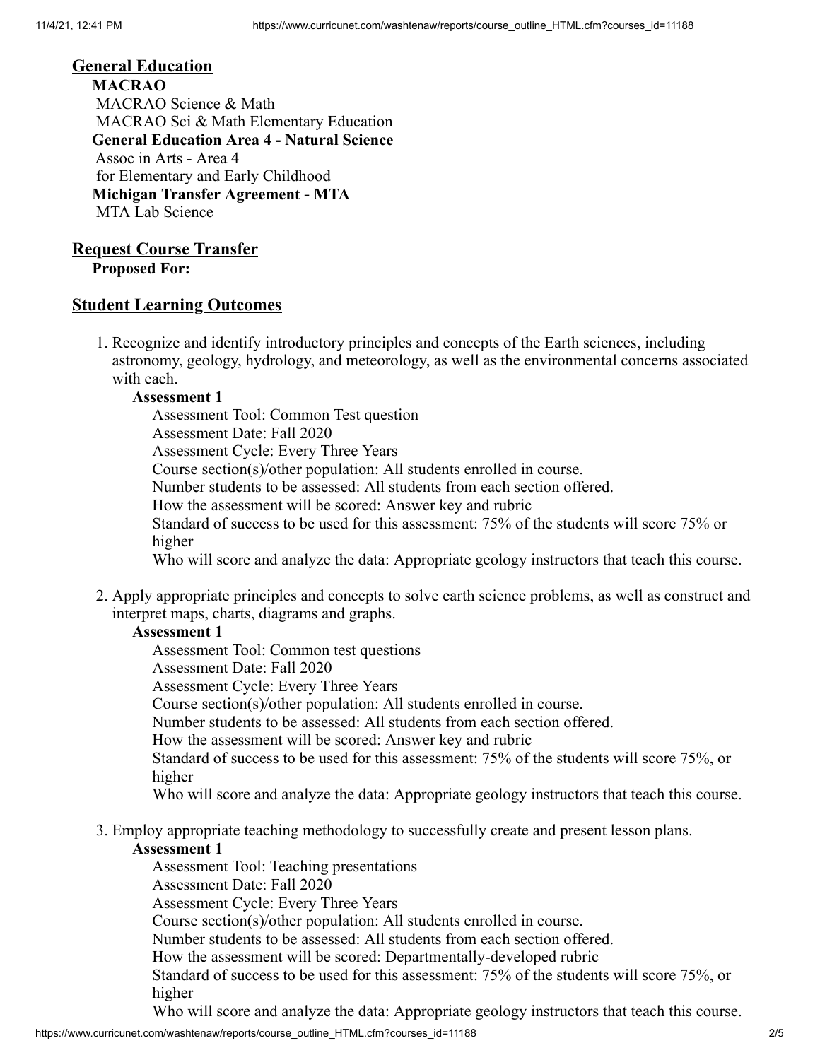## General Education

**MACRAO**

MACRAO Science & Math

MACRAO Sci & Math Elementary Education

**General Education Area 4 - Natural Science**

Assoc in Arts - Area 4

for Elementary and Early Childhood

**Michigan Transfer Agreement - MTA**

MTA Lab Science

## Request Course Transfer

**Proposed For:**

## Student Learning Outcomes

1. Recognize and identify introductory principles and concepts of the Earth sciences, including astronomy, geology, hydrology, and meteorology, as well as the environmental concerns associated with each.

   **Assessment 1**

   Assessment Tool: Common Test question
   Assessment Date: Fall 2020
   Assessment Cycle: Every Three Years
   Course section(s)/other population: All students enrolled in course.
   Number students to be assessed: All students from each section offered.
   How the assessment will be scored: Answer key and rubric
   Standard of success to be used for this assessment: 75% of the students will score 75% or higher
   Who will score and analyze the data: Appropriate geology instructors that teach this course.

2. Apply appropriate principles and concepts to solve earth science problems, as well as construct and interpret maps, charts, diagrams and graphs.

   **Assessment 1**

   Assessment Tool: Common test questions
   Assessment Date: Fall 2020
   Assessment Cycle: Every Three Years
   Course section(s)/other population: All students enrolled in course.
   Number students to be assessed: All students from each section offered.
   How the assessment will be scored: Answer key and rubric
   Standard of success to be used for this assessment: 75% of the students will score 75%, or higher
   Who will score and analyze the data: Appropriate geology instructors that teach this course.

3. Employ appropriate teaching methodology to successfully create and present lesson plans.

   **Assessment 1**

   Assessment Tool: Teaching presentations
   Assessment Date: Fall 2020
   Assessment Cycle: Every Three Years
   Course section(s)/other population: All students enrolled in course.
   Number students to be assessed: All students from each section offered.
   How the assessment will be scored: Departmentally-developed rubric
   Standard of success to be used for this assessment: 75% of the students will score 75%, or higher
   Who will score and analyze the data: Appropriate geology instructors that teach this course.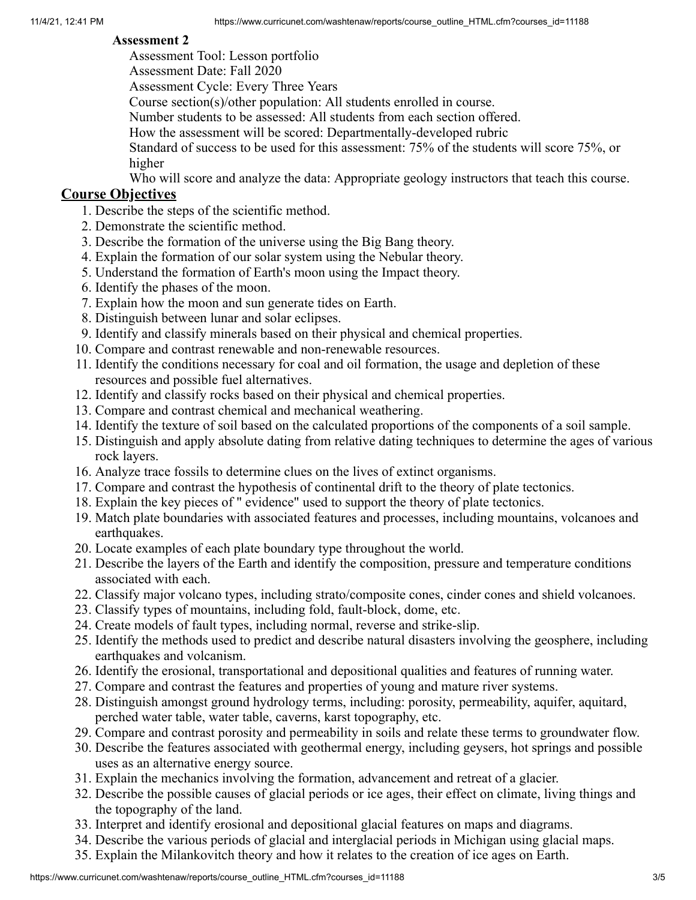**Assessment 2**

Assessment Tool: Lesson portfolio
Assessment Date: Fall 2020
Assessment Cycle: Every Three Years
Course section(s)/other population: All students enrolled in course.
Number students to be assessed: All students from each section offered.
How the assessment will be scored: Departmentally-developed rubric
Standard of success to be used for this assessment: 75% of the students will score 75%, or higher
Who will score and analyze the data: Appropriate geology instructors that teach this course.

## Course Objectives

1. Describe the steps of the scientific method.
2. Demonstrate the scientific method.
3. Describe the formation of the universe using the Big Bang theory.
4. Explain the formation of our solar system using the Nebular theory.
5. Understand the formation of Earth's moon using the Impact theory.
6. Identify the phases of the moon.
7. Explain how the moon and sun generate tides on Earth.
8. Distinguish between lunar and solar eclipses.
9. Identify and classify minerals based on their physical and chemical properties.
10. Compare and contrast renewable and non-renewable resources.
11. Identify the conditions necessary for coal and oil formation, the usage and depletion of these resources and possible fuel alternatives.
12. Identify and classify rocks based on their physical and chemical properties.
13. Compare and contrast chemical and mechanical weathering.
14. Identify the texture of soil based on the calculated proportions of the components of a soil sample.
15. Distinguish and apply absolute dating from relative dating techniques to determine the ages of various rock layers.
16. Analyze trace fossils to determine clues on the lives of extinct organisms.
17. Compare and contrast the hypothesis of continental drift to the theory of plate tectonics.
18. Explain the key pieces of " evidence" used to support the theory of plate tectonics.
19. Match plate boundaries with associated features and processes, including mountains, volcanoes and earthquakes.
20. Locate examples of each plate boundary type throughout the world.
21. Describe the layers of the Earth and identify the composition, pressure and temperature conditions associated with each.
22. Classify major volcano types, including strato/composite cones, cinder cones and shield volcanoes.
23. Classify types of mountains, including fold, fault-block, dome, etc.
24. Create models of fault types, including normal, reverse and strike-slip.
25. Identify the methods used to predict and describe natural disasters involving the geosphere, including earthquakes and volcanism.
26. Identify the erosional, transportational and depositional qualities and features of running water.
27. Compare and contrast the features and properties of young and mature river systems.
28. Distinguish amongst ground hydrology terms, including: porosity, permeability, aquifer, aquitard, perched water table, water table, caverns, karst topography, etc.
29. Compare and contrast porosity and permeability in soils and relate these terms to groundwater flow.
30. Describe the features associated with geothermal energy, including geysers, hot springs and possible uses as an alternative energy source.
31. Explain the mechanics involving the formation, advancement and retreat of a glacier.
32. Describe the possible causes of glacial periods or ice ages, their effect on climate, living things and the topography of the land.
33. Interpret and identify erosional and depositional glacial features on maps and diagrams.
34. Describe the various periods of glacial and interglacial periods in Michigan using glacial maps.
35. Explain the Milankovitch theory and how it relates to the creation of ice ages on Earth.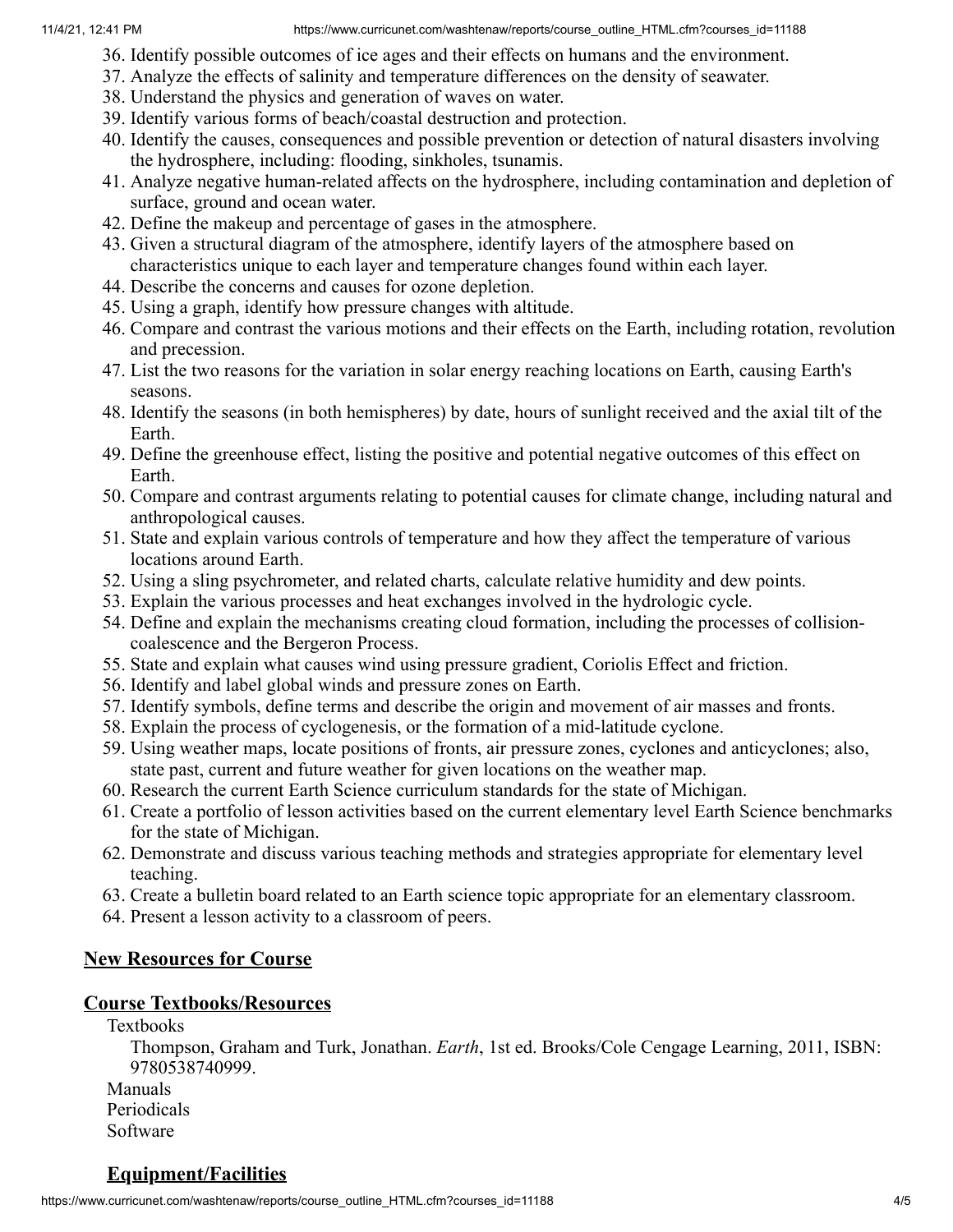36. Identify possible outcomes of ice ages and their effects on humans and the environment.
37. Analyze the effects of salinity and temperature differences on the density of seawater.
38. Understand the physics and generation of waves on water.
39. Identify various forms of beach/coastal destruction and protection.
40. Identify the causes, consequences and possible prevention or detection of natural disasters involving the hydrosphere, including: flooding, sinkholes, tsunamis.
41. Analyze negative human-related affects on the hydrosphere, including contamination and depletion of surface, ground and ocean water.
42. Define the makeup and percentage of gases in the atmosphere.
43. Given a structural diagram of the atmosphere, identify layers of the atmosphere based on characteristics unique to each layer and temperature changes found within each layer.
44. Describe the concerns and causes for ozone depletion.
45. Using a graph, identify how pressure changes with altitude.
46. Compare and contrast the various motions and their effects on the Earth, including rotation, revolution and precession.
47. List the two reasons for the variation in solar energy reaching locations on Earth, causing Earth's seasons.
48. Identify the seasons (in both hemispheres) by date, hours of sunlight received and the axial tilt of the Earth.
49. Define the greenhouse effect, listing the positive and potential negative outcomes of this effect on Earth.
50. Compare and contrast arguments relating to potential causes for climate change, including natural and anthropological causes.
51. State and explain various controls of temperature and how they affect the temperature of various locations around Earth.
52. Using a sling psychrometer, and related charts, calculate relative humidity and dew points.
53. Explain the various processes and heat exchanges involved in the hydrologic cycle.
54. Define and explain the mechanisms creating cloud formation, including the processes of collision-coalescence and the Bergeron Process.
55. State and explain what causes wind using pressure gradient, Coriolis Effect and friction.
56. Identify and label global winds and pressure zones on Earth.
57. Identify symbols, define terms and describe the origin and movement of air masses and fronts.
58. Explain the process of cyclogenesis, or the formation of a mid-latitude cyclone.
59. Using weather maps, locate positions of fronts, air pressure zones, cyclones and anticyclones; also, state past, current and future weather for given locations on the weather map.
60. Research the current Earth Science curriculum standards for the state of Michigan.
61. Create a portfolio of lesson activities based on the current elementary level Earth Science benchmarks for the state of Michigan.
62. Demonstrate and discuss various teaching methods and strategies appropriate for elementary level teaching.
63. Create a bulletin board related to an Earth science topic appropriate for an elementary classroom.
64. Present a lesson activity to a classroom of peers.

## New Resources for Course

## Course Textbooks/Resources

Textbooks

Thompson, Graham and Turk, Jonathan. *Earth*, 1st ed. Brooks/Cole Cengage Learning, 2011, ISBN: 9780538740999.

Manuals

Periodicals

Software

## Equipment/Facilities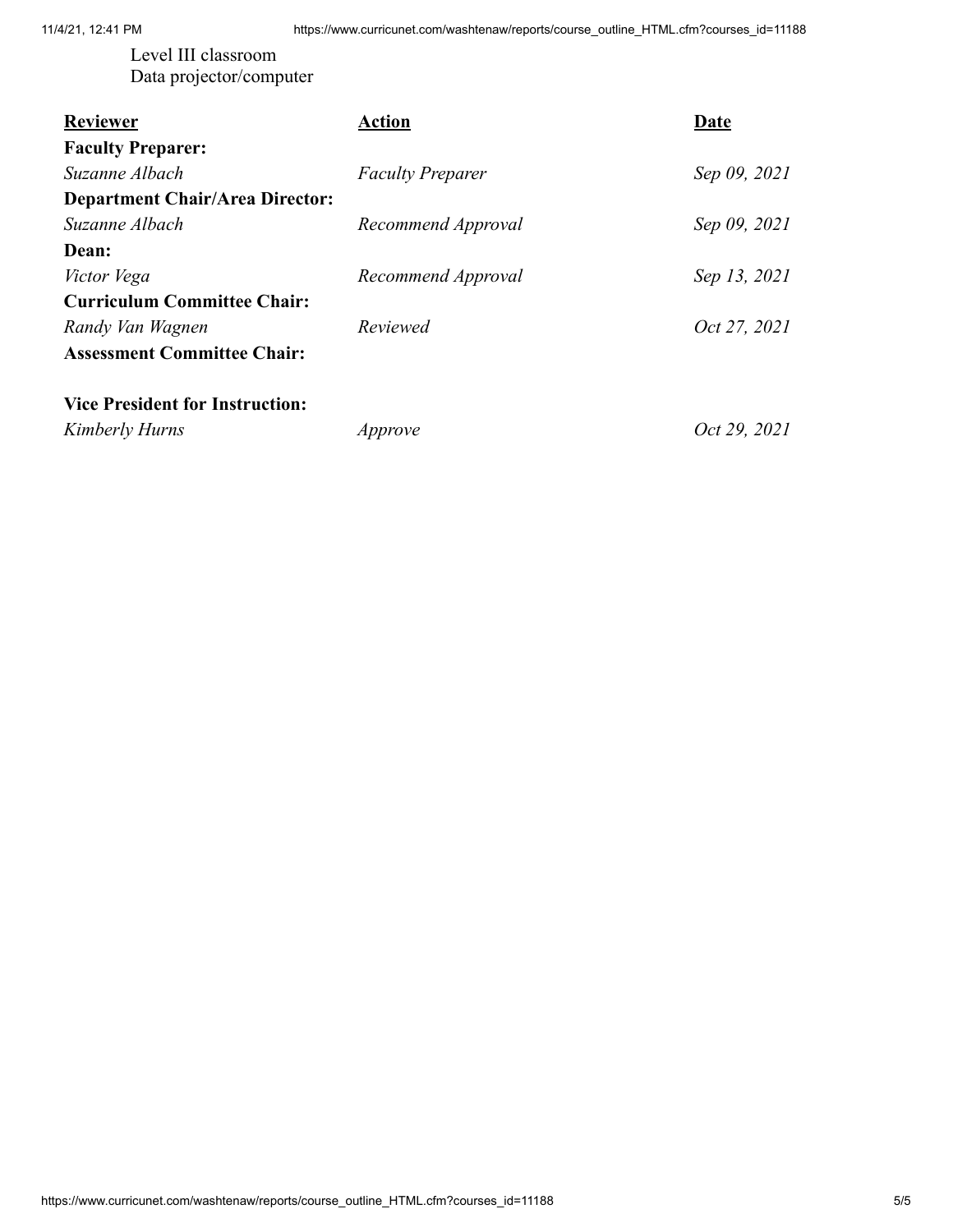Level III classroom
Data projector/computer

| **Reviewer** | **Action** | **Date** |
| --- | --- | --- |
| **Faculty Preparer:** | | |
| *Suzanne Albach* | *Faculty Preparer* | *Sep 09, 2021* |
| **Department Chair/Area Director:** | | |
| *Suzanne Albach* | *Recommend Approval* | *Sep 09, 2021* |
| **Dean:** | | |
| *Victor Vega* | *Recommend Approval* | *Sep 13, 2021* |
| **Curriculum Committee Chair:** | | |
| *Randy Van Wagnen* | *Reviewed* | *Oct 27, 2021* |
| **Assessment Committee Chair:** | | |
| **Vice President for Instruction:** | | |
| *Kimberly Hurns* | *Approve* | *Oct 29, 2021* |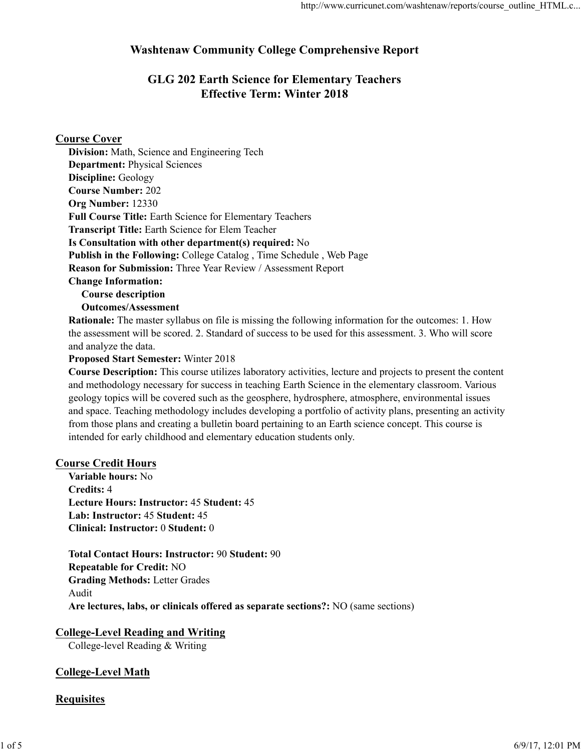# Washtenaw Community College Comprehensive Report

## GLG 202 Earth Science for Elementary Teachers
## Effective Term: Winter 2018

### Course Cover

**Division:** Math, Science and Engineering Tech
**Department:** Physical Sciences
**Discipline:** Geology
**Course Number:** 202
**Org Number:** 12330
**Full Course Title:** Earth Science for Elementary Teachers
**Transcript Title:** Earth Science for Elem Teacher
**Is Consultation with other department(s) required:** No
**Publish in the Following:** College Catalog , Time Schedule , Web Page
**Reason for Submission:** Three Year Review / Assessment Report
**Change Information:**

- **Course description**
- **Outcomes/Assessment**

**Rationale:** The master syllabus on file is missing the following information for the outcomes: 1. How the assessment will be scored. 2. Standard of success to be used for this assessment. 3. Who will score and analyze the data.
**Proposed Start Semester:** Winter 2018
**Course Description:** This course utilizes laboratory activities, lecture and projects to present the content and methodology necessary for success in teaching Earth Science in the elementary classroom. Various geology topics will be covered such as the geosphere, hydrosphere, atmosphere, environmental issues and space. Teaching methodology includes developing a portfolio of activity plans, presenting an activity from those plans and creating a bulletin board pertaining to an Earth science concept. This course is intended for early childhood and elementary education students only.

### Course Credit Hours

**Variable hours:** No
**Credits:** 4
**Lecture Hours: Instructor:** 45 **Student:** 45
**Lab: Instructor:** 45 **Student:** 45
**Clinical: Instructor:** 0 **Student:** 0

**Total Contact Hours: Instructor:** 90 **Student:** 90
**Repeatable for Credit:** NO
**Grading Methods:** Letter Grades
Audit
**Are lectures, labs, or clinicals offered as separate sections?:** NO (same sections)

### College-Level Reading and Writing

College-level Reading & Writing

### College-Level Math

### Requisites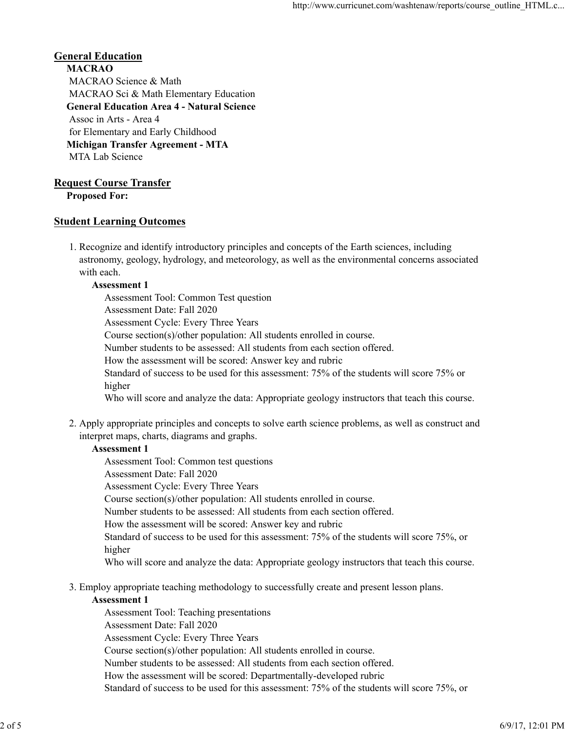## General Education

**MACRAO**

MACRAO Science & Math

MACRAO Sci & Math Elementary Education

**General Education Area 4 - Natural Science**

Assoc in Arts - Area 4

for Elementary and Early Childhood

**Michigan Transfer Agreement - MTA**

MTA Lab Science

## Request Course Transfer

**Proposed For:**

## Student Learning Outcomes

1. Recognize and identify introductory principles and concepts of the Earth sciences, including astronomy, geology, hydrology, and meteorology, as well as the environmental concerns associated with each.

   **Assessment 1**

   Assessment Tool: Common Test question
   Assessment Date: Fall 2020
   Assessment Cycle: Every Three Years
   Course section(s)/other population: All students enrolled in course.
   Number students to be assessed: All students from each section offered.
   How the assessment will be scored: Answer key and rubric
   Standard of success to be used for this assessment: 75% of the students will score 75% or higher
   Who will score and analyze the data: Appropriate geology instructors that teach this course.

2. Apply appropriate principles and concepts to solve earth science problems, as well as construct and interpret maps, charts, diagrams and graphs.

   **Assessment 1**

   Assessment Tool: Common test questions
   Assessment Date: Fall 2020
   Assessment Cycle: Every Three Years
   Course section(s)/other population: All students enrolled in course.
   Number students to be assessed: All students from each section offered.
   How the assessment will be scored: Answer key and rubric
   Standard of success to be used for this assessment: 75% of the students will score 75%, or higher
   Who will score and analyze the data: Appropriate geology instructors that teach this course.

3. Employ appropriate teaching methodology to successfully create and present lesson plans.

   **Assessment 1**

   Assessment Tool: Teaching presentations
   Assessment Date: Fall 2020
   Assessment Cycle: Every Three Years
   Course section(s)/other population: All students enrolled in course.
   Number students to be assessed: All students from each section offered.
   How the assessment will be scored: Departmentally-developed rubric
   Standard of success to be used for this assessment: 75% of the students will score 75%, or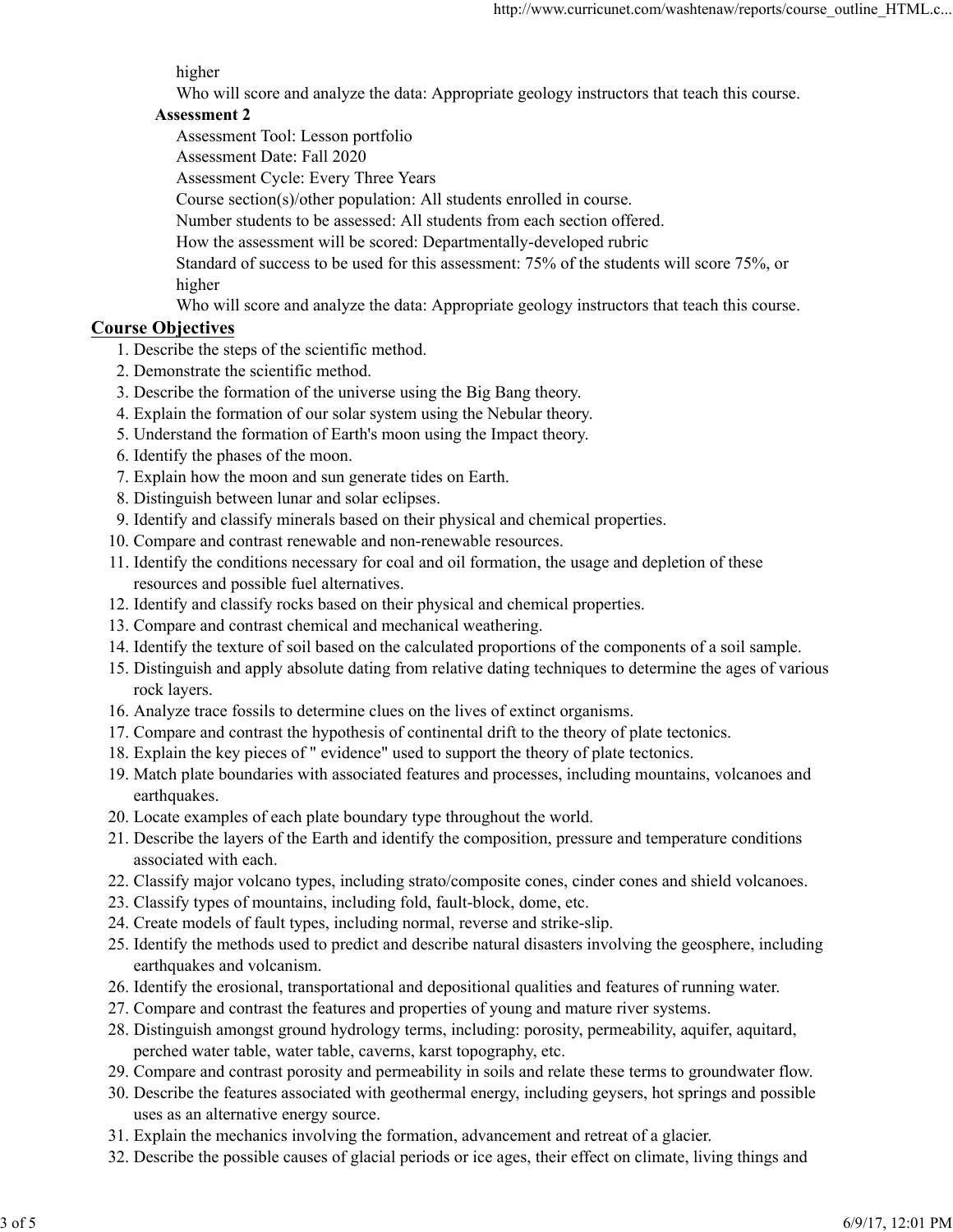higher

Who will score and analyze the data: Appropriate geology instructors that teach this course.

**Assessment 2**

Assessment Tool: Lesson portfolio

Assessment Date: Fall 2020

Assessment Cycle: Every Three Years

Course section(s)/other population: All students enrolled in course.

Number students to be assessed: All students from each section offered.

How the assessment will be scored: Departmentally-developed rubric

Standard of success to be used for this assessment: 75% of the students will score 75%, or higher

Who will score and analyze the data: Appropriate geology instructors that teach this course.

## Course Objectives

1. Describe the steps of the scientific method.
2. Demonstrate the scientific method.
3. Describe the formation of the universe using the Big Bang theory.
4. Explain the formation of our solar system using the Nebular theory.
5. Understand the formation of Earth's moon using the Impact theory.
6. Identify the phases of the moon.
7. Explain how the moon and sun generate tides on Earth.
8. Distinguish between lunar and solar eclipses.
9. Identify and classify minerals based on their physical and chemical properties.
10. Compare and contrast renewable and non-renewable resources.
11. Identify the conditions necessary for coal and oil formation, the usage and depletion of these resources and possible fuel alternatives.
12. Identify and classify rocks based on their physical and chemical properties.
13. Compare and contrast chemical and mechanical weathering.
14. Identify the texture of soil based on the calculated proportions of the components of a soil sample.
15. Distinguish and apply absolute dating from relative dating techniques to determine the ages of various rock layers.
16. Analyze trace fossils to determine clues on the lives of extinct organisms.
17. Compare and contrast the hypothesis of continental drift to the theory of plate tectonics.
18. Explain the key pieces of " evidence" used to support the theory of plate tectonics.
19. Match plate boundaries with associated features and processes, including mountains, volcanoes and earthquakes.
20. Locate examples of each plate boundary type throughout the world.
21. Describe the layers of the Earth and identify the composition, pressure and temperature conditions associated with each.
22. Classify major volcano types, including strato/composite cones, cinder cones and shield volcanoes.
23. Classify types of mountains, including fold, fault-block, dome, etc.
24. Create models of fault types, including normal, reverse and strike-slip.
25. Identify the methods used to predict and describe natural disasters involving the geosphere, including earthquakes and volcanism.
26. Identify the erosional, transportational and depositional qualities and features of running water.
27. Compare and contrast the features and properties of young and mature river systems.
28. Distinguish amongst ground hydrology terms, including: porosity, permeability, aquifer, aquitard, perched water table, water table, caverns, karst topography, etc.
29. Compare and contrast porosity and permeability in soils and relate these terms to groundwater flow.
30. Describe the features associated with geothermal energy, including geysers, hot springs and possible uses as an alternative energy source.
31. Explain the mechanics involving the formation, advancement and retreat of a glacier.
32. Describe the possible causes of glacial periods or ice ages, their effect on climate, living things and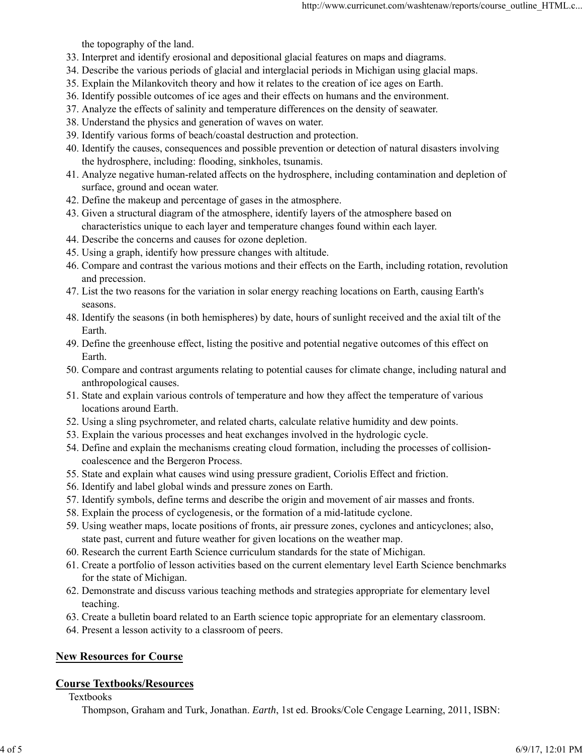the topography of the land.

33. Interpret and identify erosional and depositional glacial features on maps and diagrams.
34. Describe the various periods of glacial and interglacial periods in Michigan using glacial maps.
35. Explain the Milankovitch theory and how it relates to the creation of ice ages on Earth.
36. Identify possible outcomes of ice ages and their effects on humans and the environment.
37. Analyze the effects of salinity and temperature differences on the density of seawater.
38. Understand the physics and generation of waves on water.
39. Identify various forms of beach/coastal destruction and protection.
40. Identify the causes, consequences and possible prevention or detection of natural disasters involving the hydrosphere, including: flooding, sinkholes, tsunamis.
41. Analyze negative human-related affects on the hydrosphere, including contamination and depletion of surface, ground and ocean water.
42. Define the makeup and percentage of gases in the atmosphere.
43. Given a structural diagram of the atmosphere, identify layers of the atmosphere based on characteristics unique to each layer and temperature changes found within each layer.
44. Describe the concerns and causes for ozone depletion.
45. Using a graph, identify how pressure changes with altitude.
46. Compare and contrast the various motions and their effects on the Earth, including rotation, revolution and precession.
47. List the two reasons for the variation in solar energy reaching locations on Earth, causing Earth's seasons.
48. Identify the seasons (in both hemispheres) by date, hours of sunlight received and the axial tilt of the Earth.
49. Define the greenhouse effect, listing the positive and potential negative outcomes of this effect on Earth.
50. Compare and contrast arguments relating to potential causes for climate change, including natural and anthropological causes.
51. State and explain various controls of temperature and how they affect the temperature of various locations around Earth.
52. Using a sling psychrometer, and related charts, calculate relative humidity and dew points.
53. Explain the various processes and heat exchanges involved in the hydrologic cycle.
54. Define and explain the mechanisms creating cloud formation, including the processes of collision-coalescence and the Bergeron Process.
55. State and explain what causes wind using pressure gradient, Coriolis Effect and friction.
56. Identify and label global winds and pressure zones on Earth.
57. Identify symbols, define terms and describe the origin and movement of air masses and fronts.
58. Explain the process of cyclogenesis, or the formation of a mid-latitude cyclone.
59. Using weather maps, locate positions of fronts, air pressure zones, cyclones and anticyclones; also, state past, current and future weather for given locations on the weather map.
60. Research the current Earth Science curriculum standards for the state of Michigan.
61. Create a portfolio of lesson activities based on the current elementary level Earth Science benchmarks for the state of Michigan.
62. Demonstrate and discuss various teaching methods and strategies appropriate for elementary level teaching.
63. Create a bulletin board related to an Earth science topic appropriate for an elementary classroom.
64. Present a lesson activity to a classroom of peers.

## New Resources for Course

## Course Textbooks/Resources

Textbooks

Thompson, Graham and Turk, Jonathan. *Earth*, 1st ed. Brooks/Cole Cengage Learning, 2011, ISBN: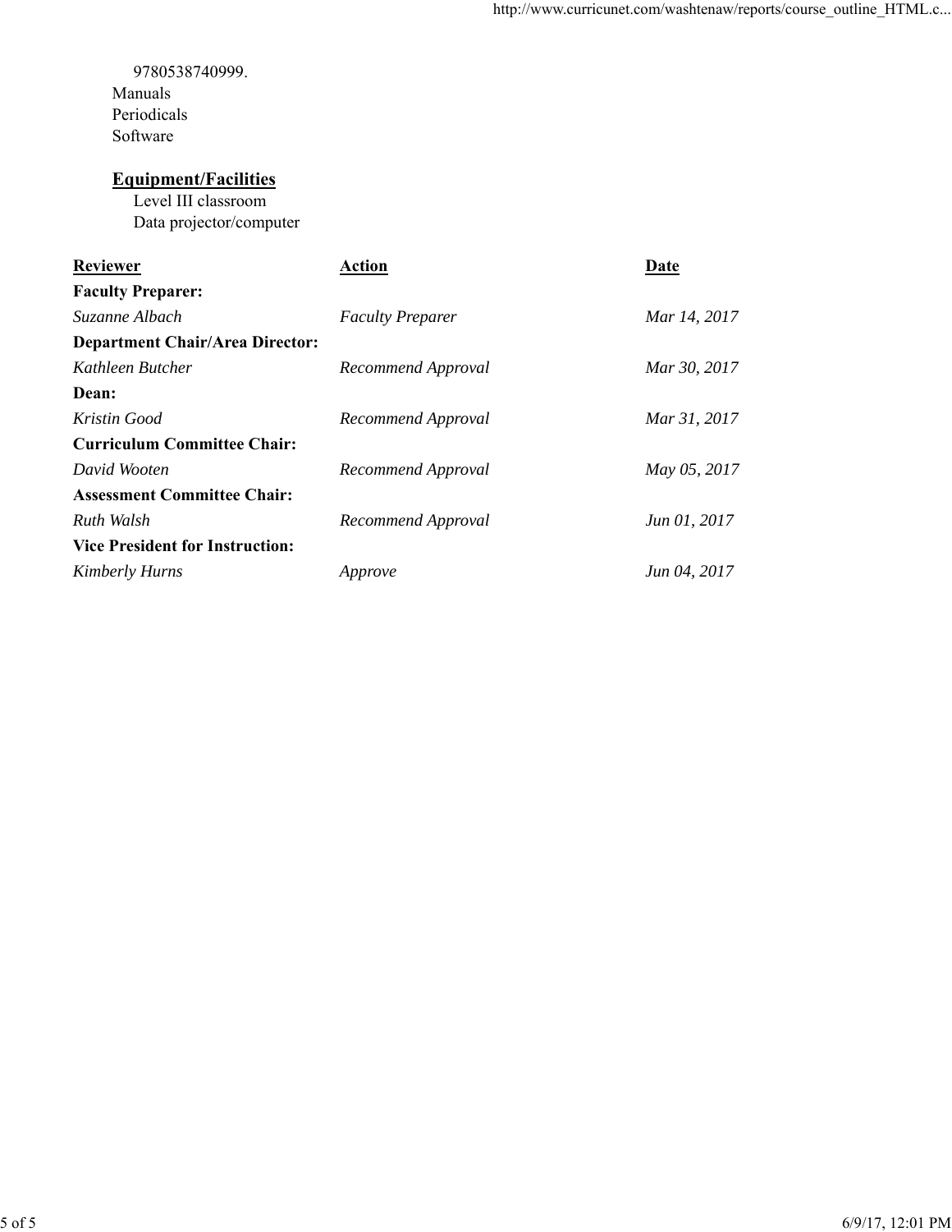9780538740999.

Manuals

Periodicals

Software

## Equipment/Facilities

Level III classroom

Data projector/computer

| Reviewer | Action | Date |
|---|---|---|
| **Faculty Preparer:** | | |
| *Suzanne Albach* | *Faculty Preparer* | *Mar 14, 2017* |
| **Department Chair/Area Director:** | | |
| *Kathleen Butcher* | *Recommend Approval* | *Mar 30, 2017* |
| **Dean:** | | |
| *Kristin Good* | *Recommend Approval* | *Mar 31, 2017* |
| **Curriculum Committee Chair:** | | |
| *David Wooten* | *Recommend Approval* | *May 05, 2017* |
| **Assessment Committee Chair:** | | |
| *Ruth Walsh* | *Recommend Approval* | *Jun 01, 2017* |
| **Vice President for Instruction:** | | |
| *Kimberly Hurns* | *Approve* | *Jun 04, 2017* |